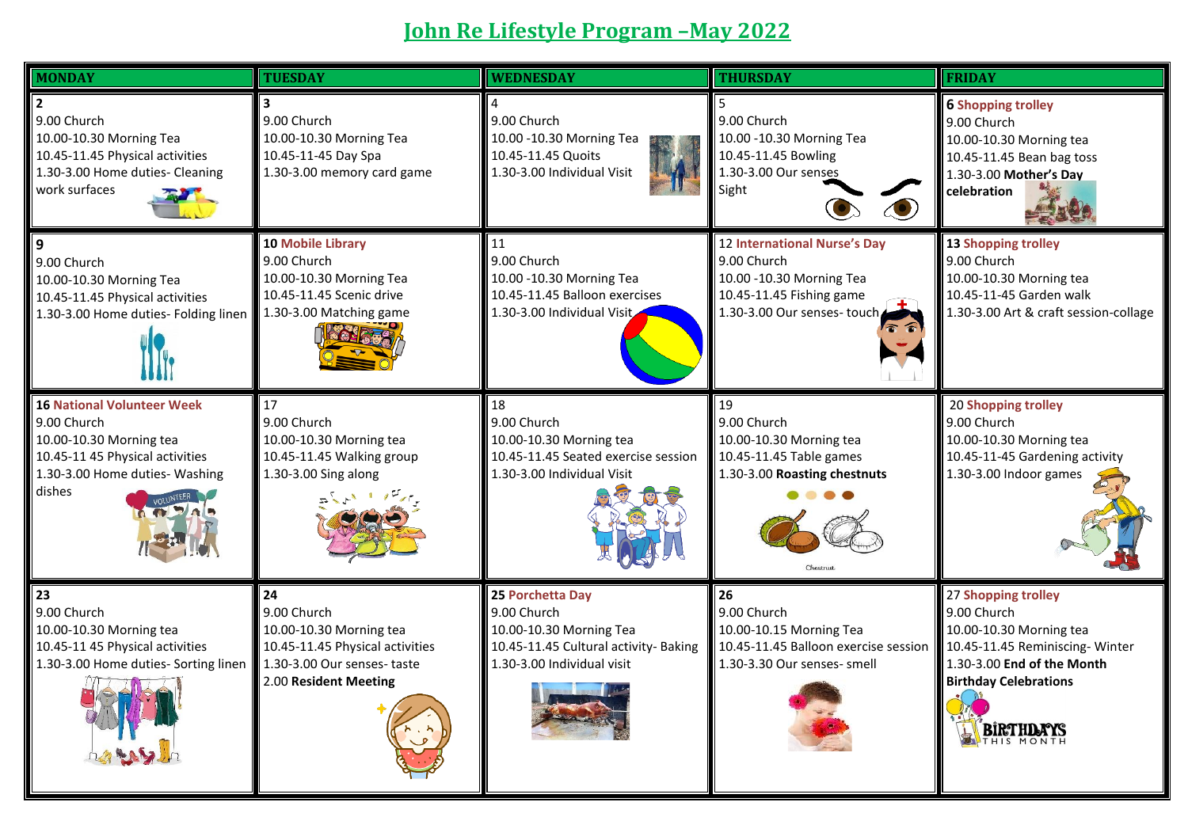# John Re Lifestyle Program –May 2022

| MONDAY | TUESDAY | WEDNESDAY | THURSDAY | FRIDAY |
| --- | --- | --- | --- | --- |
| **2**<br>9.00 Church<br>10.00-10.30 Morning Tea<br>10.45-11.45 Physical activities<br>1.30-3.00 Home duties- Cleaning work surfaces | **3**<br>9.00 Church<br>10.00-10.30 Morning Tea<br>10.45-11-45 Day Spa<br>1.30-3.00 memory card game | 4<br>9.00 Church<br>10.00 -10.30 Morning Tea<br>10.45-11.45 Quoits<br>1.30-3.00 Individual Visit | 5<br>9.00 Church<br>10.00 -10.30 Morning Tea<br>10.45-11.45 Bowling<br>1.30-3.00 Our senses Sight | **6 Shopping trolley**<br>9.00 Church<br>10.00-10.30 Morning tea<br>10.45-11.45 Bean bag toss<br>1.30-3.00 **Mother's Day celebration** |
| **9**<br>9.00 Church<br>10.00-10.30 Morning Tea<br>10.45-11.45 Physical activities<br>1.30-3.00 Home duties- Folding linen | **10 Mobile Library**<br>9.00 Church<br>10.00-10.30 Morning Tea<br>10.45-11.45 Scenic drive<br>1.30-3.00 Matching game | 11<br>9.00 Church<br>10.00 -10.30 Morning Tea<br>10.45-11.45 Balloon exercises<br>1.30-3.00 Individual Visit | 12 **International Nurse's Day**<br>9.00 Church<br>10.00 -10.30 Morning Tea<br>10.45-11.45 Fishing game<br>1.30-3.00 Our senses- touch | **13 Shopping trolley**<br>9.00 Church<br>10.00-10.30 Morning tea<br>10.45-11-45 Garden walk<br>1.30-3.00 Art & craft session-collage |
| **16 National Volunteer Week**<br>9.00 Church<br>10.00-10.30 Morning tea<br>10.45-11 45 Physical activities<br>1.30-3.00 Home duties- Washing dishes | 17<br>9.00 Church<br>10.00-10.30 Morning tea<br>10.45-11.45 Walking group<br>1.30-3.00 Sing along | 18<br>9.00 Church<br>10.00-10.30 Morning tea<br>10.45-11.45 Seated exercise session<br>1.30-3.00 Individual Visit | 19<br>9.00 Church<br>10.00-10.30 Morning tea<br>10.45-11.45 Table games<br>1.30-3.00 **Roasting chestnuts** | 20 **Shopping trolley**<br>9.00 Church<br>10.00-10.30 Morning tea<br>10.45-11-45 Gardening activity<br>1.30-3.00 Indoor games |
| **23**<br>9.00 Church<br>10.00-10.30 Morning tea<br>10.45-11 45 Physical activities<br>1.30-3.00 Home duties- Sorting linen | **24**<br>9.00 Church<br>10.00-10.30 Morning tea<br>10.45-11.45 Physical activities<br>1.30-3.00 Our senses- taste<br>2.00 **Resident Meeting** | **25 Porchetta Day**<br>9.00 Church<br>10.00-10.30 Morning Tea<br>10.45-11.45 Cultural activity- Baking<br>1.30-3.00 Individual visit | **26**<br>9.00 Church<br>10.00-10.15 Morning Tea<br>10.45-11.45 Balloon exercise session<br>1.30-3.30 Our senses- smell | 27 **Shopping trolley**<br>9.00 Church<br>10.00-10.30 Morning tea<br>10.45-11.45 Reminiscing- Winter<br>1.30-3.00 **End of the Month Birthday Celebrations** |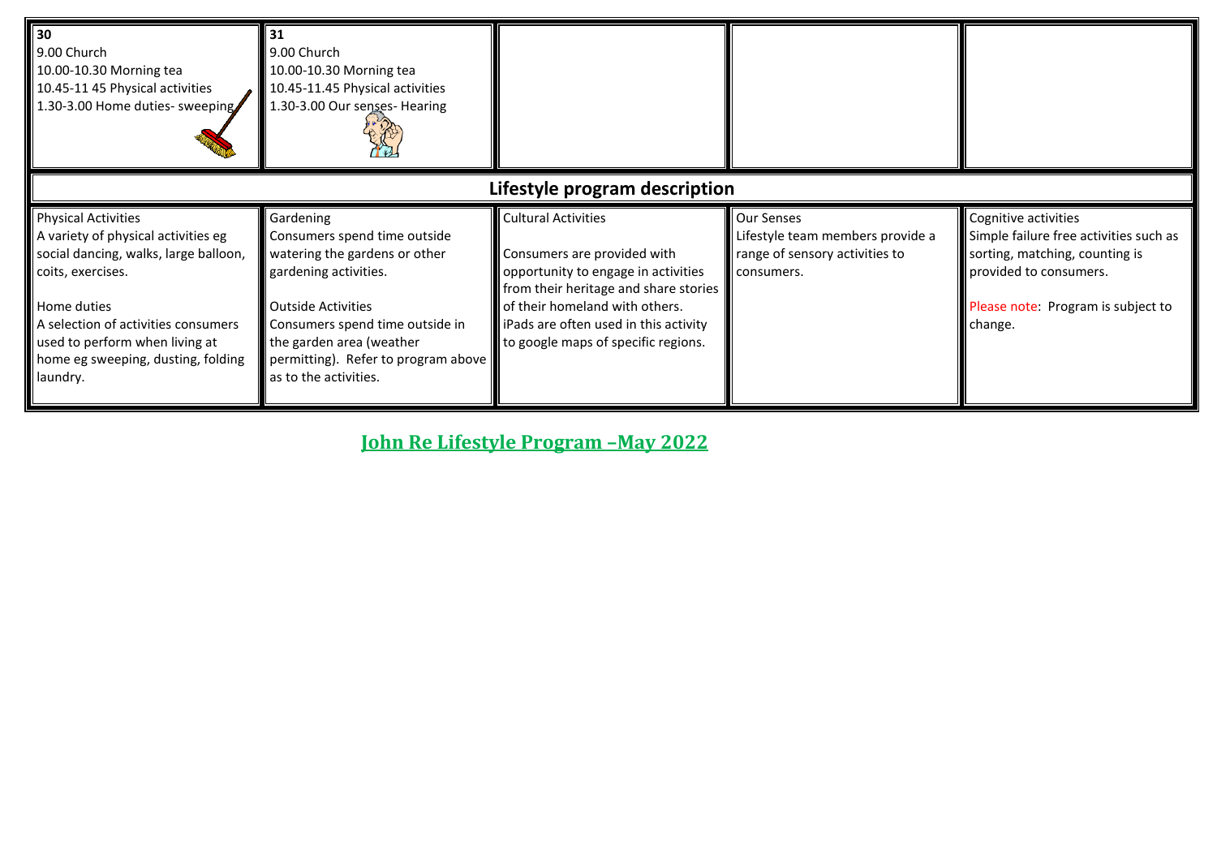| | | | | |
|---|---|---|---|---|
| **30**<br>9.00 Church<br>10.00-10.30 Morning tea<br>10.45-11 45 Physical activities<br>1.30-3.00 Home duties- sweeping | **31**<br>9.00 Church<br>10.00-10.30 Morning tea<br>10.45-11.45 Physical activities<br>1.30-3.00 Our senses- Hearing | | | |
| **Lifestyle program description** | | | | |
| Physical Activities<br>A variety of physical activities eg social dancing, walks, large balloon, coits, exercises.<br><br>Home duties<br>A selection of activities consumers used to perform when living at home eg sweeping, dusting, folding laundry. | Gardening<br>Consumers spend time outside watering the gardens or other gardening activities.<br><br>Outside Activities<br>Consumers spend time outside in the garden area (weather permitting). Refer to program above as to the activities. | Cultural Activities<br><br>Consumers are provided with opportunity to engage in activities from their heritage and share stories of their homeland with others. iPads are often used in this activity to google maps of specific regions. | Our Senses<br>Lifestyle team members provide a range of sensory activities to consumers. | Cognitive activities<br>Simple failure free activities such as sorting, matching, counting is provided to consumers.<br><br>Please note: Program is subject to change. |

**John Re Lifestyle Program –May 2022**